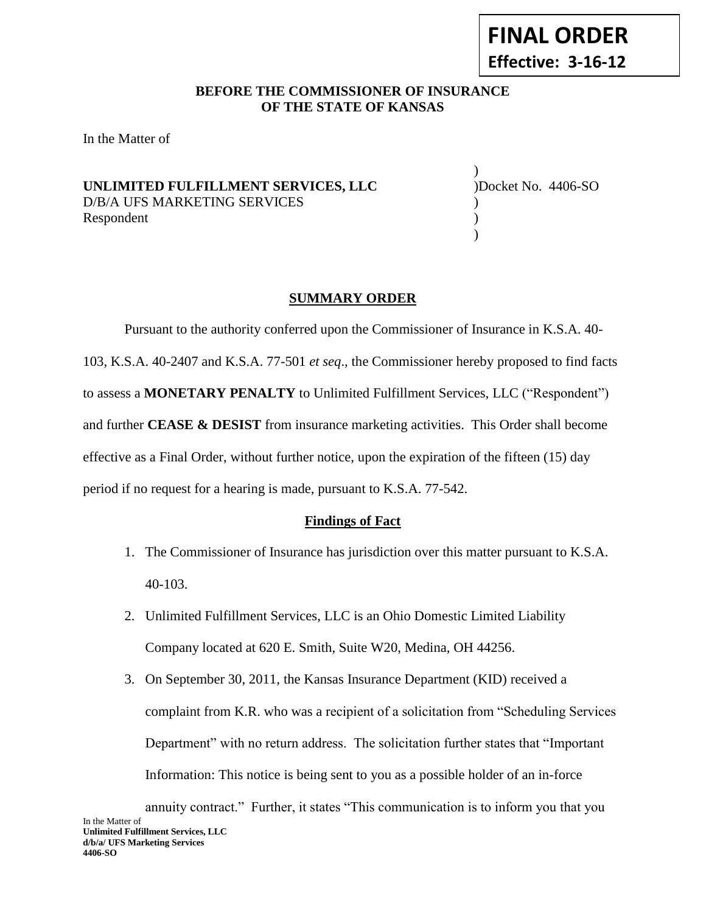**FINAL ORDER**
**Effective: 3-16-12**

**BEFORE THE COMMISSIONER OF INSURANCE**
**OF THE STATE OF KANSAS**

In the Matter of

**UNLIMITED FULFILLMENT SERVICES, LLC** )Docket No. 4406-SO
D/B/A UFS MARKETING SERVICES )
Respondent )

## SUMMARY ORDER

Pursuant to the authority conferred upon the Commissioner of Insurance in K.S.A. 40-103, K.S.A. 40-2407 and K.S.A. 77-501 *et seq*., the Commissioner hereby proposed to find facts to assess a **MONETARY PENALTY** to Unlimited Fulfillment Services, LLC ("Respondent") and further **CEASE & DESIST** from insurance marketing activities. This Order shall become effective as a Final Order, without further notice, upon the expiration of the fifteen (15) day period if no request for a hearing is made, pursuant to K.S.A. 77-542.

### Findings of Fact

1. The Commissioner of Insurance has jurisdiction over this matter pursuant to K.S.A. 40-103.
2. Unlimited Fulfillment Services, LLC is an Ohio Domestic Limited Liability Company located at 620 E. Smith, Suite W20, Medina, OH 44256.
3. On September 30, 2011, the Kansas Insurance Department (KID) received a complaint from K.R. who was a recipient of a solicitation from "Scheduling Services Department" with no return address. The solicitation further states that "Important Information: This notice is being sent to you as a possible holder of an in-force annuity contract." Further, it states "This communication is to inform you that you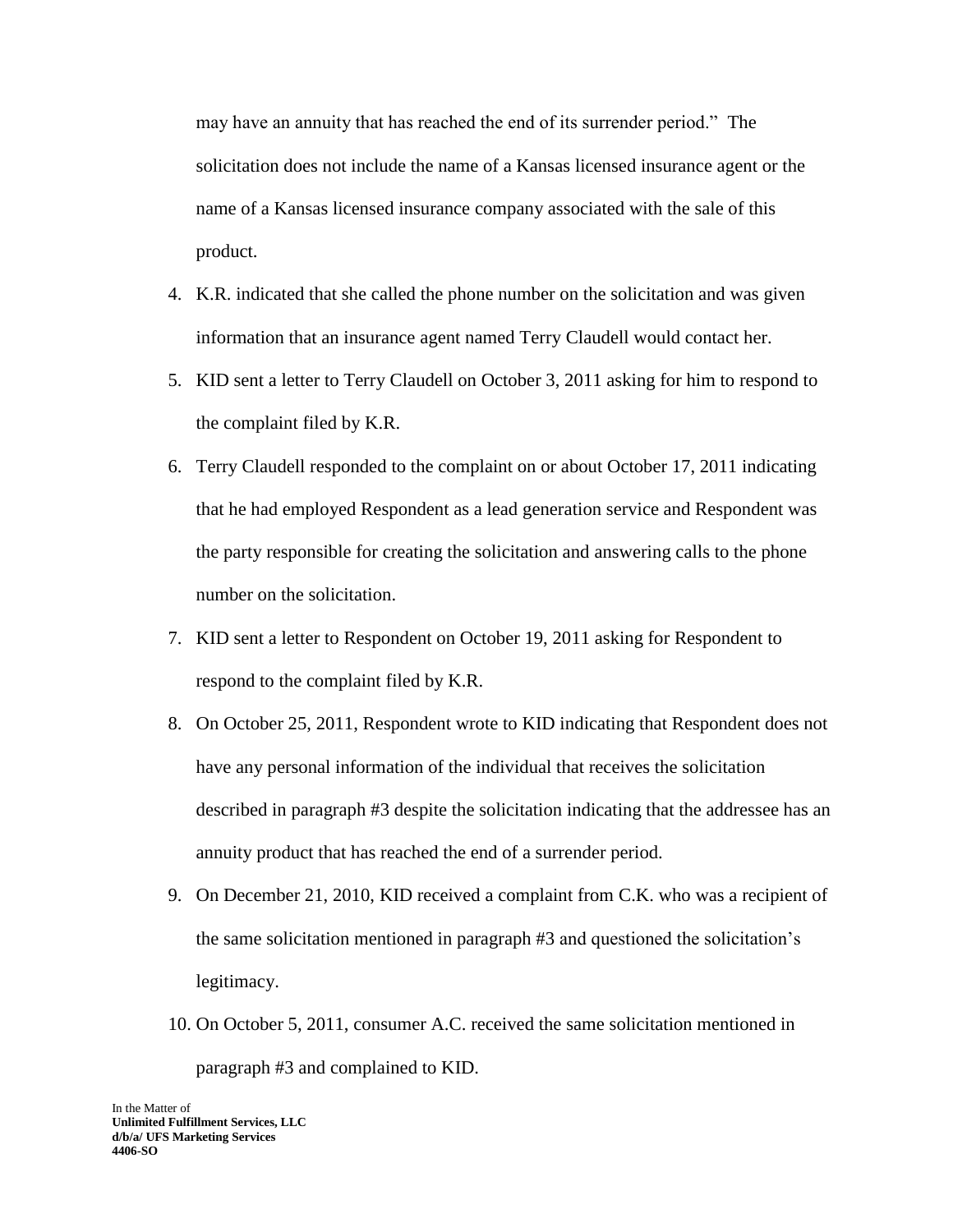may have an annuity that has reached the end of its surrender period." The solicitation does not include the name of a Kansas licensed insurance agent or the name of a Kansas licensed insurance company associated with the sale of this product.

4. K.R. indicated that she called the phone number on the solicitation and was given information that an insurance agent named Terry Claudell would contact her.
5. KID sent a letter to Terry Claudell on October 3, 2011 asking for him to respond to the complaint filed by K.R.
6. Terry Claudell responded to the complaint on or about October 17, 2011 indicating that he had employed Respondent as a lead generation service and Respondent was the party responsible for creating the solicitation and answering calls to the phone number on the solicitation.
7. KID sent a letter to Respondent on October 19, 2011 asking for Respondent to respond to the complaint filed by K.R.
8. On October 25, 2011, Respondent wrote to KID indicating that Respondent does not have any personal information of the individual that receives the solicitation described in paragraph #3 despite the solicitation indicating that the addressee has an annuity product that has reached the end of a surrender period.
9. On December 21, 2010, KID received a complaint from C.K. who was a recipient of the same solicitation mentioned in paragraph #3 and questioned the solicitation's legitimacy.
10. On October 5, 2011, consumer A.C. received the same solicitation mentioned in paragraph #3 and complained to KID.

In the Matter of
**Unlimited Fulfillment Services, LLC**
**d/b/a/ UFS Marketing Services**
**4406-SO**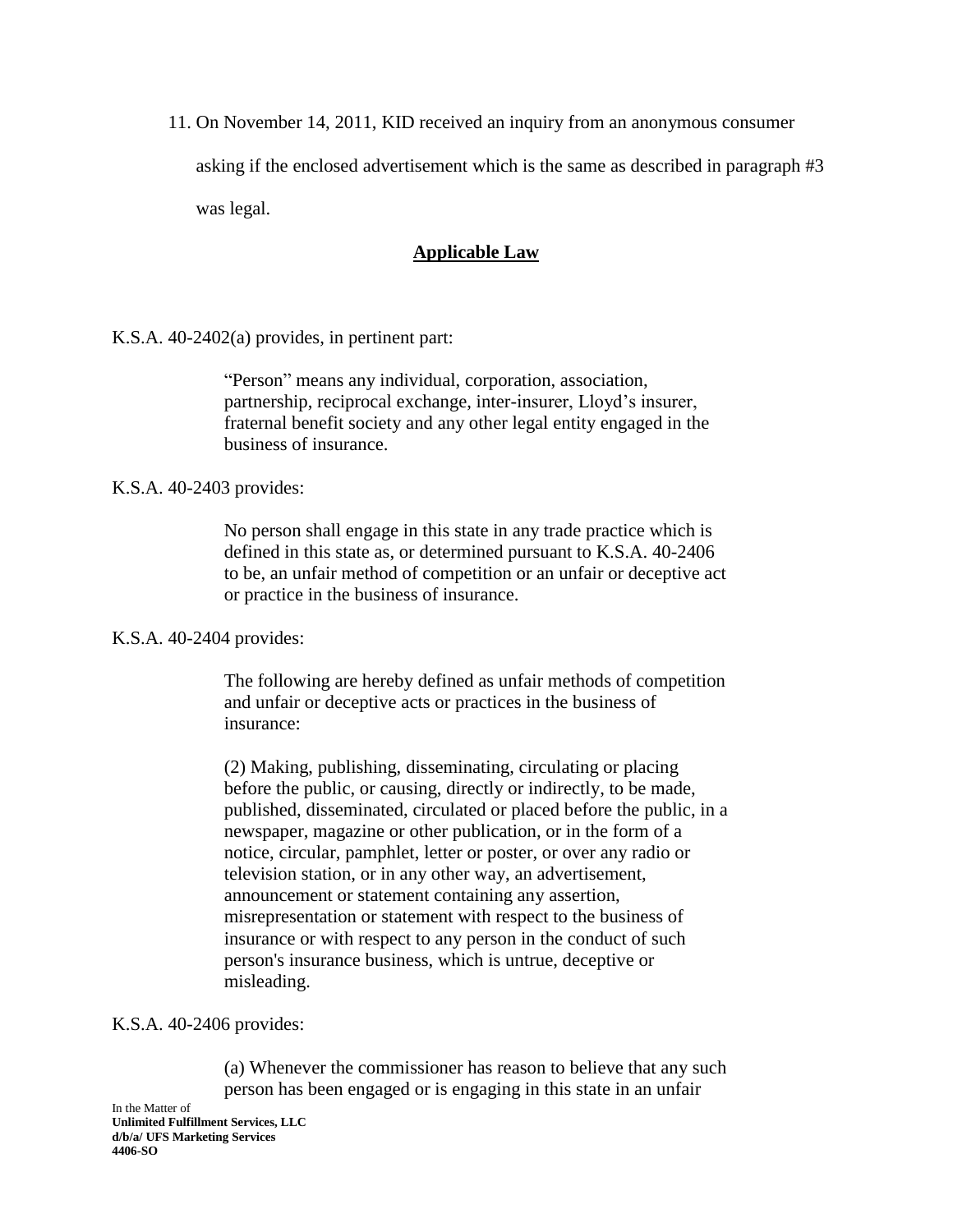11. On November 14, 2011, KID received an inquiry from an anonymous consumer asking if the enclosed advertisement which is the same as described in paragraph #3 was legal.

## **Applicable Law**

K.S.A. 40-2402(a) provides, in pertinent part:

> "Person" means any individual, corporation, association, partnership, reciprocal exchange, inter-insurer, Lloyd's insurer, fraternal benefit society and any other legal entity engaged in the business of insurance.

K.S.A. 40-2403 provides:

> No person shall engage in this state in any trade practice which is defined in this state as, or determined pursuant to K.S.A. 40-2406 to be, an unfair method of competition or an unfair or deceptive act or practice in the business of insurance.

K.S.A. 40-2404 provides:

> The following are hereby defined as unfair methods of competition and unfair or deceptive acts or practices in the business of insurance:
>
> (2) Making, publishing, disseminating, circulating or placing before the public, or causing, directly or indirectly, to be made, published, disseminated, circulated or placed before the public, in a newspaper, magazine or other publication, or in the form of a notice, circular, pamphlet, letter or poster, or over any radio or television station, or in any other way, an advertisement, announcement or statement containing any assertion, misrepresentation or statement with respect to the business of insurance or with respect to any person in the conduct of such person's insurance business, which is untrue, deceptive or misleading.

K.S.A. 40-2406 provides:

> (a) Whenever the commissioner has reason to believe that any such person has been engaged or is engaging in this state in an unfair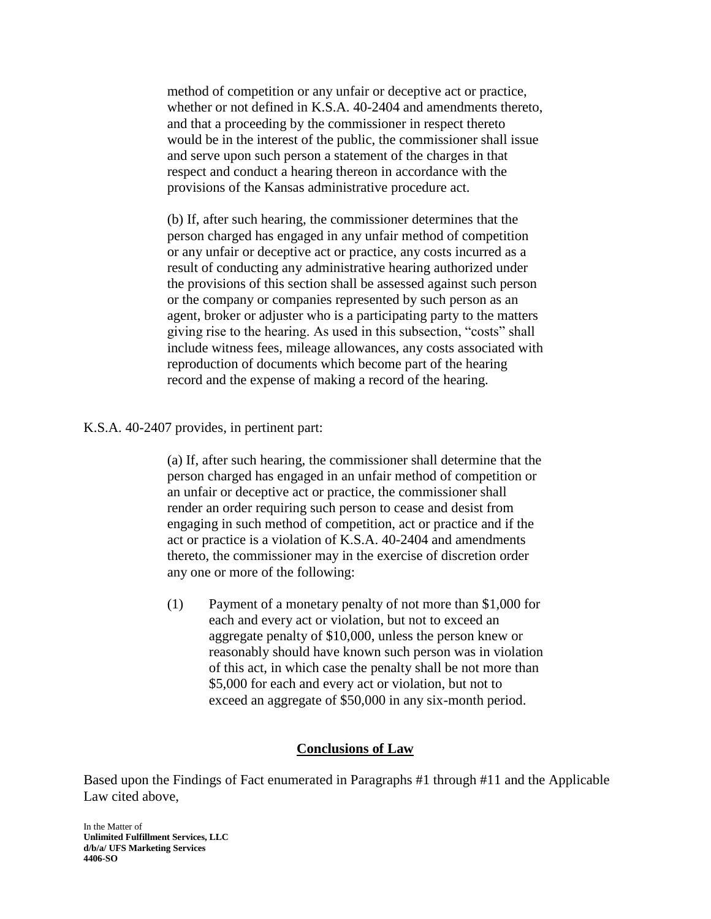method of competition or any unfair or deceptive act or practice, whether or not defined in K.S.A. 40-2404 and amendments thereto, and that a proceeding by the commissioner in respect thereto would be in the interest of the public, the commissioner shall issue and serve upon such person a statement of the charges in that respect and conduct a hearing thereon in accordance with the provisions of the Kansas administrative procedure act.

> (b) If, after such hearing, the commissioner determines that the person charged has engaged in any unfair method of competition or any unfair or deceptive act or practice, any costs incurred as a result of conducting any administrative hearing authorized under the provisions of this section shall be assessed against such person or the company or companies represented by such person as an agent, broker or adjuster who is a participating party to the matters giving rise to the hearing. As used in this subsection, "costs" shall include witness fees, mileage allowances, any costs associated with reproduction of documents which become part of the hearing record and the expense of making a record of the hearing.

K.S.A. 40-2407 provides, in pertinent part:

> (a) If, after such hearing, the commissioner shall determine that the person charged has engaged in an unfair method of competition or an unfair or deceptive act or practice, the commissioner shall render an order requiring such person to cease and desist from engaging in such method of competition, act or practice and if the act or practice is a violation of K.S.A. 40-2404 and amendments thereto, the commissioner may in the exercise of discretion order any one or more of the following:
>
> (1) Payment of a monetary penalty of not more than $1,000 for each and every act or violation, but not to exceed an aggregate penalty of $10,000, unless the person knew or reasonably should have known such person was in violation of this act, in which case the penalty shall be not more than $5,000 for each and every act or violation, but not to exceed an aggregate of $50,000 in any six-month period.

## Conclusions of Law

Based upon the Findings of Fact enumerated in Paragraphs #1 through #11 and the Applicable Law cited above,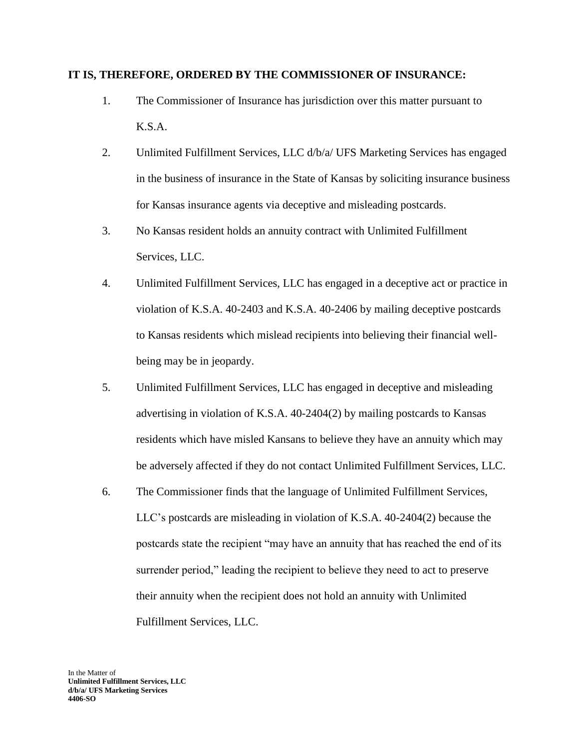**IT IS, THEREFORE, ORDERED BY THE COMMISSIONER OF INSURANCE:**

1. The Commissioner of Insurance has jurisdiction over this matter pursuant to K.S.A.

2. Unlimited Fulfillment Services, LLC d/b/a/ UFS Marketing Services has engaged in the business of insurance in the State of Kansas by soliciting insurance business for Kansas insurance agents via deceptive and misleading postcards.

3. No Kansas resident holds an annuity contract with Unlimited Fulfillment Services, LLC.

4. Unlimited Fulfillment Services, LLC has engaged in a deceptive act or practice in violation of K.S.A. 40-2403 and K.S.A. 40-2406 by mailing deceptive postcards to Kansas residents which mislead recipients into believing their financial well-being may be in jeopardy.

5. Unlimited Fulfillment Services, LLC has engaged in deceptive and misleading advertising in violation of K.S.A. 40-2404(2) by mailing postcards to Kansas residents which have misled Kansans to believe they have an annuity which may be adversely affected if they do not contact Unlimited Fulfillment Services, LLC.

6. The Commissioner finds that the language of Unlimited Fulfillment Services, LLC's postcards are misleading in violation of K.S.A. 40-2404(2) because the postcards state the recipient "may have an annuity that has reached the end of its surrender period," leading the recipient to believe they need to act to preserve their annuity when the recipient does not hold an annuity with Unlimited Fulfillment Services, LLC.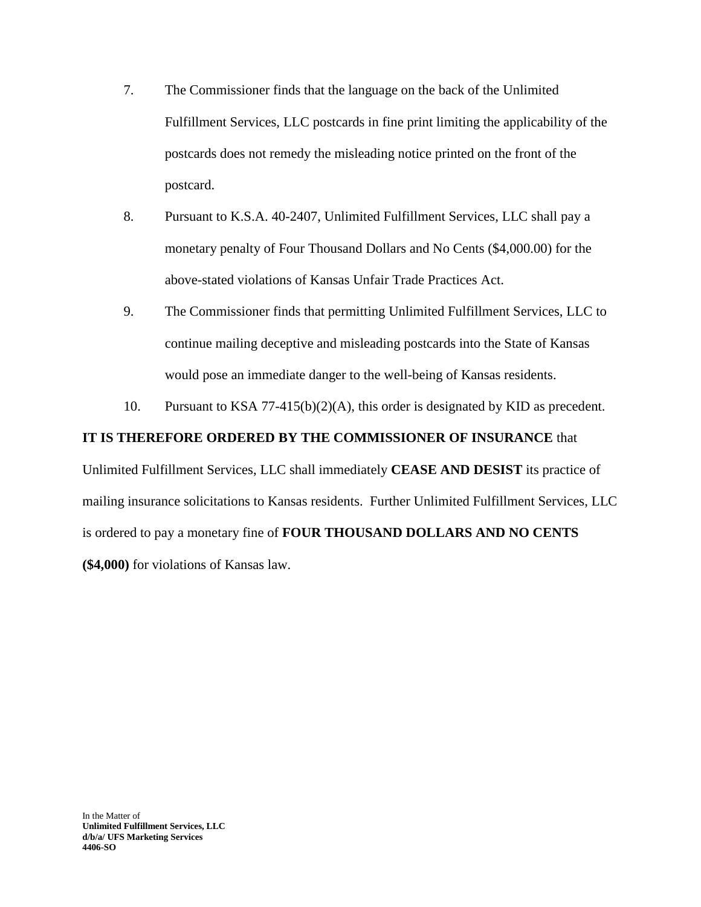7. The Commissioner finds that the language on the back of the Unlimited Fulfillment Services, LLC postcards in fine print limiting the applicability of the postcards does not remedy the misleading notice printed on the front of the postcard.

8. Pursuant to K.S.A. 40-2407, Unlimited Fulfillment Services, LLC shall pay a monetary penalty of Four Thousand Dollars and No Cents ($4,000.00) for the above-stated violations of Kansas Unfair Trade Practices Act.

9. The Commissioner finds that permitting Unlimited Fulfillment Services, LLC to continue mailing deceptive and misleading postcards into the State of Kansas would pose an immediate danger to the well-being of Kansas residents.

10. Pursuant to KSA 77-415(b)(2)(A), this order is designated by KID as precedent.

**IT IS THEREFORE ORDERED BY THE COMMISSIONER OF INSURANCE** that Unlimited Fulfillment Services, LLC shall immediately **CEASE AND DESIST** its practice of mailing insurance solicitations to Kansas residents. Further Unlimited Fulfillment Services, LLC is ordered to pay a monetary fine of **FOUR THOUSAND DOLLARS AND NO CENTS ($4,000)** for violations of Kansas law.

In the Matter of
**Unlimited Fulfillment Services, LLC**
**d/b/a/ UFS Marketing Services**
**4406-SO**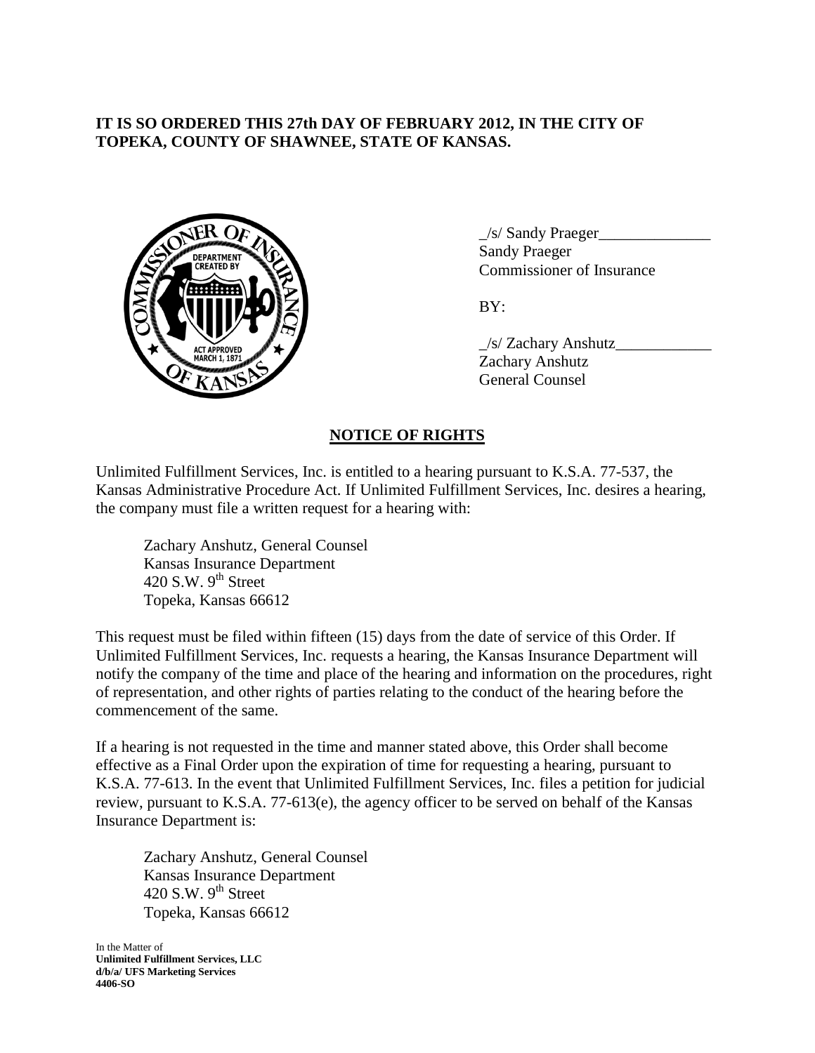**IT IS SO ORDERED THIS 27th DAY OF FEBRUARY 2012, IN THE CITY OF TOPEKA, COUNTY OF SHAWNEE, STATE OF KANSAS.**

_/s/ Sandy Praeger______________
Sandy Praeger
Commissioner of Insurance

BY:

_/s/ Zachary Anshutz____________
Zachary Anshutz
General Counsel

## NOTICE OF RIGHTS

Unlimited Fulfillment Services, Inc. is entitled to a hearing pursuant to K.S.A. 77-537, the Kansas Administrative Procedure Act. If Unlimited Fulfillment Services, Inc. desires a hearing, the company must file a written request for a hearing with:

Zachary Anshutz, General Counsel
Kansas Insurance Department
420 S.W. 9th Street
Topeka, Kansas 66612

This request must be filed within fifteen (15) days from the date of service of this Order. If Unlimited Fulfillment Services, Inc. requests a hearing, the Kansas Insurance Department will notify the company of the time and place of the hearing and information on the procedures, right of representation, and other rights of parties relating to the conduct of the hearing before the commencement of the same.

If a hearing is not requested in the time and manner stated above, this Order shall become effective as a Final Order upon the expiration of time for requesting a hearing, pursuant to K.S.A. 77-613. In the event that Unlimited Fulfillment Services, Inc. files a petition for judicial review, pursuant to K.S.A. 77-613(e), the agency officer to be served on behalf of the Kansas Insurance Department is:

Zachary Anshutz, General Counsel
Kansas Insurance Department
420 S.W. 9th Street
Topeka, Kansas 66612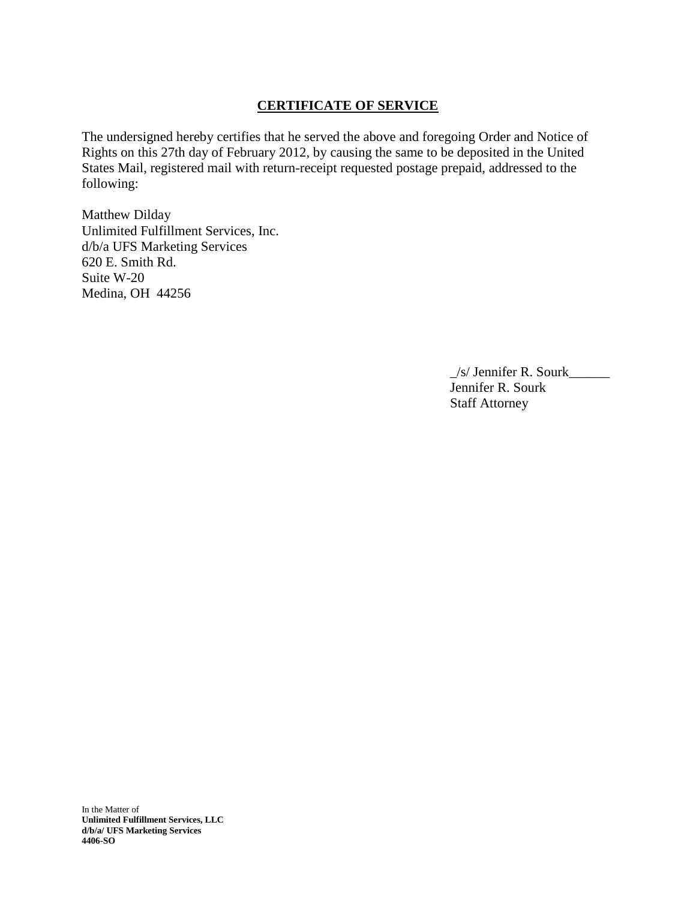**CERTIFICATE OF SERVICE**

The undersigned hereby certifies that he served the above and foregoing Order and Notice of Rights on this 27th day of February 2012, by causing the same to be deposited in the United States Mail, registered mail with return-receipt requested postage prepaid, addressed to the following:

Matthew Dilday
Unlimited Fulfillment Services, Inc.
d/b/a UFS Marketing Services
620 E. Smith Rd.
Suite W-20
Medina, OH 44256

_/s/ Jennifer R. Sourk______
Jennifer R. Sourk
Staff Attorney

In the Matter of
**Unlimited Fulfillment Services, LLC**
**d/b/a/ UFS Marketing Services**
**4406-SO**